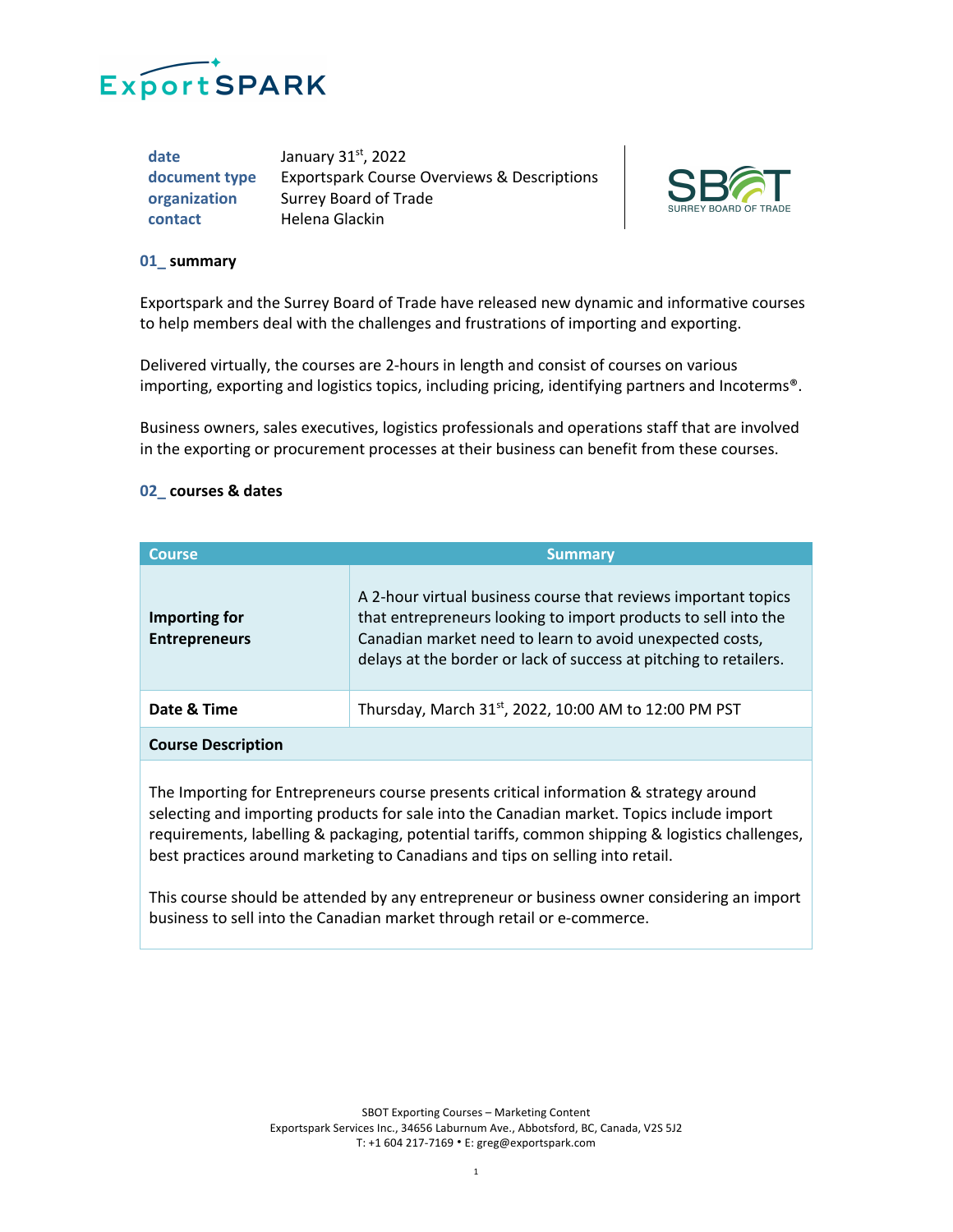| | |
|---|---|
| **date** | January 31st, 2022 |
| **document type** | Exportspark Course Overviews & Descriptions |
| **organization** | Surrey Board of Trade |
| **contact** | Helena Glackin |

## 01_ summary

Exportspark and the Surrey Board of Trade have released new dynamic and informative courses to help members deal with the challenges and frustrations of importing and exporting.

Delivered virtually, the courses are 2-hours in length and consist of courses on various importing, exporting and logistics topics, including pricing, identifying partners and Incoterms®.

Business owners, sales executives, logistics professionals and operations staff that are involved in the exporting or procurement processes at their business can benefit from these courses.

## 02_ courses & dates

| Course | Summary |
|---|---|
| **Importing for Entrepreneurs** | A 2-hour virtual business course that reviews important topics that entrepreneurs looking to import products to sell into the Canadian market need to learn to avoid unexpected costs, delays at the border or lack of success at pitching to retailers. |
| **Date & Time** | Thursday, March 31st, 2022, 10:00 AM to 12:00 PM PST |
| **Course Description** | |

The Importing for Entrepreneurs course presents critical information & strategy around selecting and importing products for sale into the Canadian market. Topics include import requirements, labelling & packaging, potential tariffs, common shipping & logistics challenges, best practices around marketing to Canadians and tips on selling into retail.

This course should be attended by any entrepreneur or business owner considering an import business to sell into the Canadian market through retail or e-commerce.

SBOT Exporting Courses – Marketing Content
Exportspark Services Inc., 34656 Laburnum Ave., Abbotsford, BC, Canada, V2S 5J2
T: +1 604 217-7169 • E: greg@exportspark.com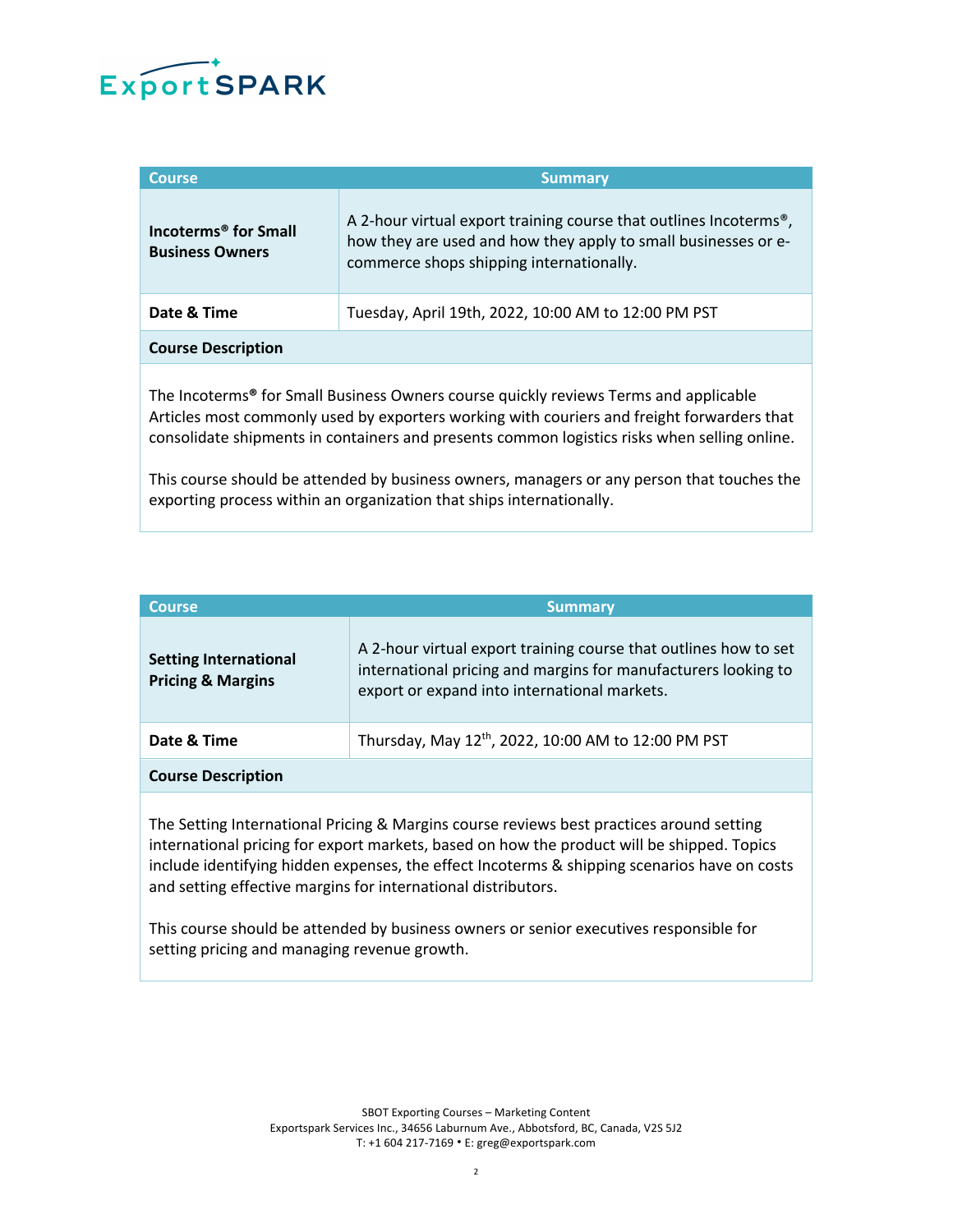ExportSPARK

| Course | Summary |
| --- | --- |
| **Incoterms® for Small Business Owners** | A 2-hour virtual export training course that outlines Incoterms®, how they are used and how they apply to small businesses or e-commerce shops shipping internationally. |
| **Date & Time** | Tuesday, April 19th, 2022, 10:00 AM to 12:00 PM PST |
| **Course Description** | |

The Incoterms® for Small Business Owners course quickly reviews Terms and applicable Articles most commonly used by exporters working with couriers and freight forwarders that consolidate shipments in containers and presents common logistics risks when selling online.

This course should be attended by business owners, managers or any person that touches the exporting process within an organization that ships internationally.

| Course | Summary |
| --- | --- |
| **Setting International Pricing & Margins** | A 2-hour virtual export training course that outlines how to set international pricing and margins for manufacturers looking to export or expand into international markets. |
| **Date & Time** | Thursday, May 12th, 2022, 10:00 AM to 12:00 PM PST |
| **Course Description** | |

The Setting International Pricing & Margins course reviews best practices around setting international pricing for export markets, based on how the product will be shipped. Topics include identifying hidden expenses, the effect Incoterms & shipping scenarios have on costs and setting effective margins for international distributors.

This course should be attended by business owners or senior executives responsible for setting pricing and managing revenue growth.

SBOT Exporting Courses – Marketing Content
Exportspark Services Inc., 34656 Laburnum Ave., Abbotsford, BC, Canada, V2S 5J2
T: +1 604 217-7169 • E: greg@exportspark.com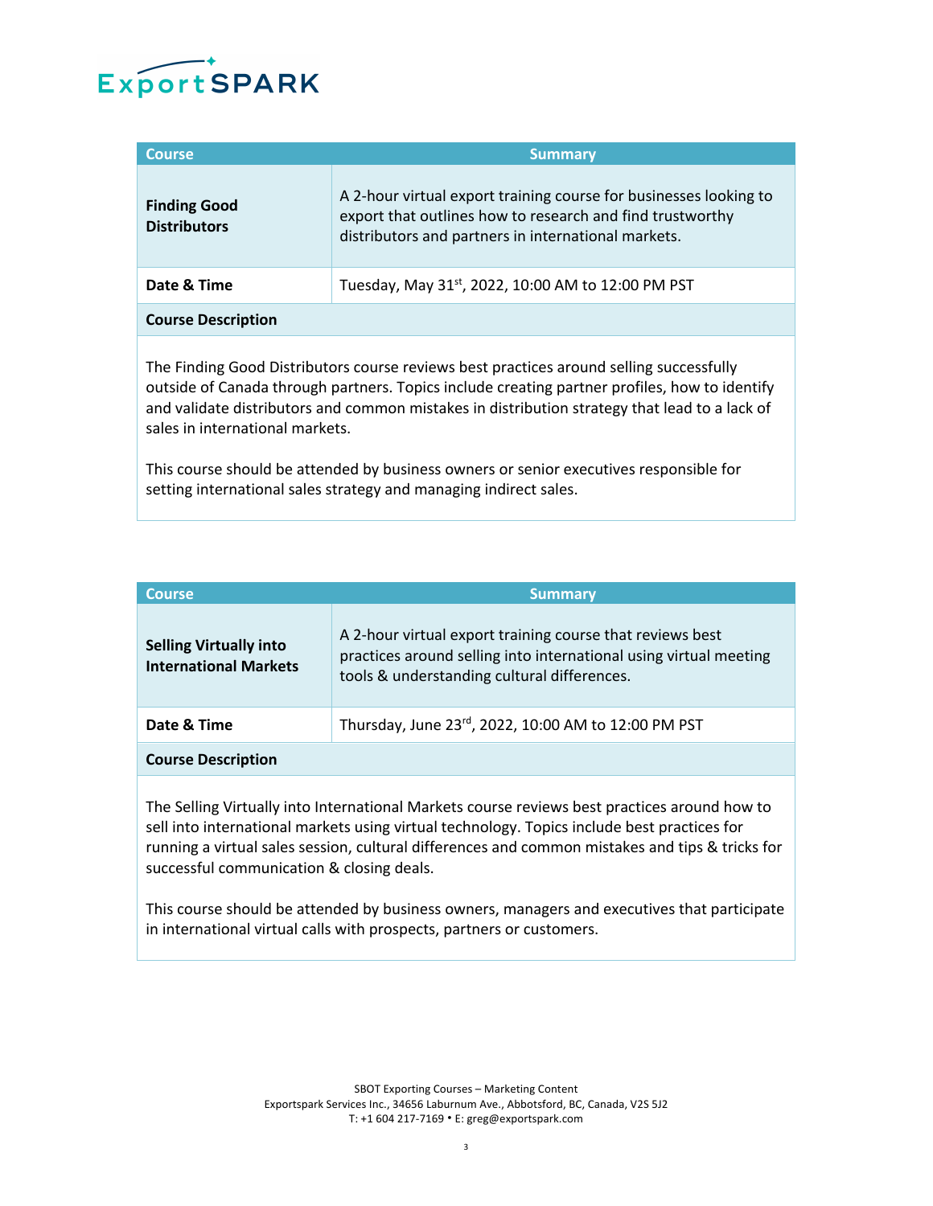ExportSPARK

| Course | Summary |
| --- | --- |
| **Finding Good Distributors** | A 2-hour virtual export training course for businesses looking to export that outlines how to research and find trustworthy distributors and partners in international markets. |
| **Date & Time** | Tuesday, May 31st, 2022, 10:00 AM to 12:00 PM PST |
| **Course Description** | |

The Finding Good Distributors course reviews best practices around selling successfully outside of Canada through partners. Topics include creating partner profiles, how to identify and validate distributors and common mistakes in distribution strategy that lead to a lack of sales in international markets.

This course should be attended by business owners or senior executives responsible for setting international sales strategy and managing indirect sales.

| Course | Summary |
| --- | --- |
| **Selling Virtually into International Markets** | A 2-hour virtual export training course that reviews best practices around selling into international using virtual meeting tools & understanding cultural differences. |
| **Date & Time** | Thursday, June 23rd, 2022, 10:00 AM to 12:00 PM PST |
| **Course Description** | |

The Selling Virtually into International Markets course reviews best practices around how to sell into international markets using virtual technology. Topics include best practices for running a virtual sales session, cultural differences and common mistakes and tips & tricks for successful communication & closing deals.

This course should be attended by business owners, managers and executives that participate in international virtual calls with prospects, partners or customers.

SBOT Exporting Courses – Marketing Content
Exportspark Services Inc., 34656 Laburnum Ave., Abbotsford, BC, Canada, V2S 5J2
T: +1 604 217-7169 • E: greg@exportspark.com